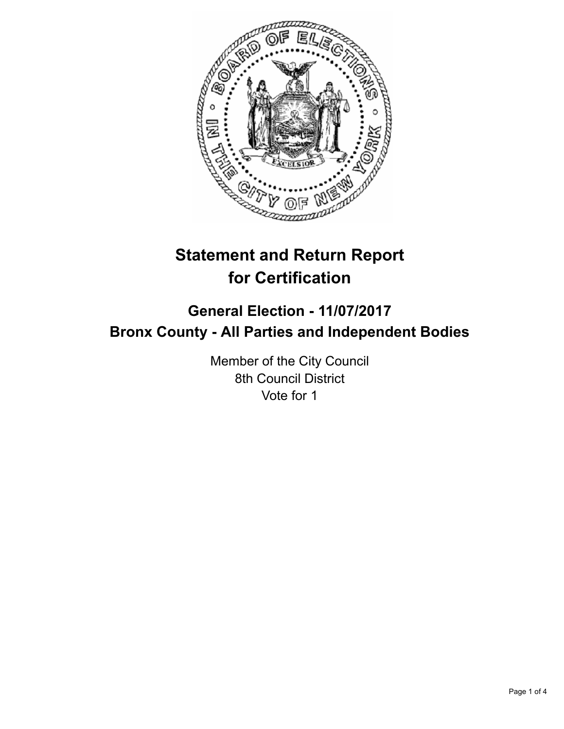# Statement and Return Report for Certification

## General Election - 11/07/2017
## Bronx County - All Parties and Independent Bodies

Member of the City Council
8th Council District
Vote for 1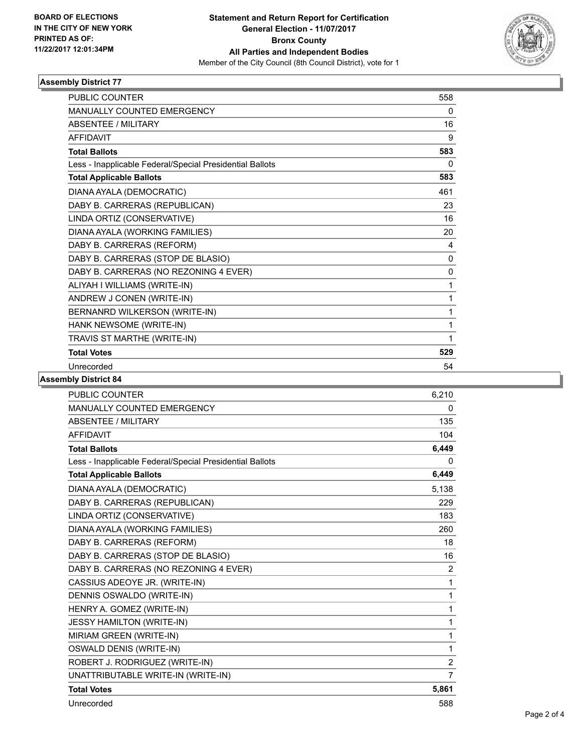BOARD OF ELECTIONS
IN THE CITY OF NEW YORK
PRINTED AS OF:
11/22/2017 12:01:34PM

**Statement and Return Report for Certification**
**General Election - 11/07/2017**
**Bronx County**
**All Parties and Independent Bodies**
Member of the City Council (8th Council District), vote for 1

### Assembly District 77

| | |
|---|---|
| PUBLIC COUNTER | 558 |
| MANUALLY COUNTED EMERGENCY | 0 |
| ABSENTEE / MILITARY | 16 |
| AFFIDAVIT | 9 |
| **Total Ballots** | **583** |
| Less - Inapplicable Federal/Special Presidential Ballots | 0 |
| **Total Applicable Ballots** | **583** |
| DIANA AYALA (DEMOCRATIC) | 461 |
| DABY B. CARRERAS (REPUBLICAN) | 23 |
| LINDA ORTIZ (CONSERVATIVE) | 16 |
| DIANA AYALA (WORKING FAMILIES) | 20 |
| DABY B. CARRERAS (REFORM) | 4 |
| DABY B. CARRERAS (STOP DE BLASIO) | 0 |
| DABY B. CARRERAS (NO REZONING 4 EVER) | 0 |
| ALIYAH I WILLIAMS (WRITE-IN) | 1 |
| ANDREW J CONEN (WRITE-IN) | 1 |
| BERNANRD WILKERSON (WRITE-IN) | 1 |
| HANK NEWSOME (WRITE-IN) | 1 |
| TRAVIS ST MARTHE (WRITE-IN) | 1 |
| **Total Votes** | **529** |
| Unrecorded | 54 |

### Assembly District 84

| | |
|---|---|
| PUBLIC COUNTER | 6,210 |
| MANUALLY COUNTED EMERGENCY | 0 |
| ABSENTEE / MILITARY | 135 |
| AFFIDAVIT | 104 |
| **Total Ballots** | **6,449** |
| Less - Inapplicable Federal/Special Presidential Ballots | 0 |
| **Total Applicable Ballots** | **6,449** |
| DIANA AYALA (DEMOCRATIC) | 5,138 |
| DABY B. CARRERAS (REPUBLICAN) | 229 |
| LINDA ORTIZ (CONSERVATIVE) | 183 |
| DIANA AYALA (WORKING FAMILIES) | 260 |
| DABY B. CARRERAS (REFORM) | 18 |
| DABY B. CARRERAS (STOP DE BLASIO) | 16 |
| DABY B. CARRERAS (NO REZONING 4 EVER) | 2 |
| CASSIUS ADEOYE JR. (WRITE-IN) | 1 |
| DENNIS OSWALDO (WRITE-IN) | 1 |
| HENRY A. GOMEZ (WRITE-IN) | 1 |
| JESSY HAMILTON (WRITE-IN) | 1 |
| MIRIAM GREEN (WRITE-IN) | 1 |
| OSWALD DENIS (WRITE-IN) | 1 |
| ROBERT J. RODRIGUEZ (WRITE-IN) | 2 |
| UNATTRIBUTABLE WRITE-IN (WRITE-IN) | 7 |
| **Total Votes** | **5,861** |
| Unrecorded | 588 |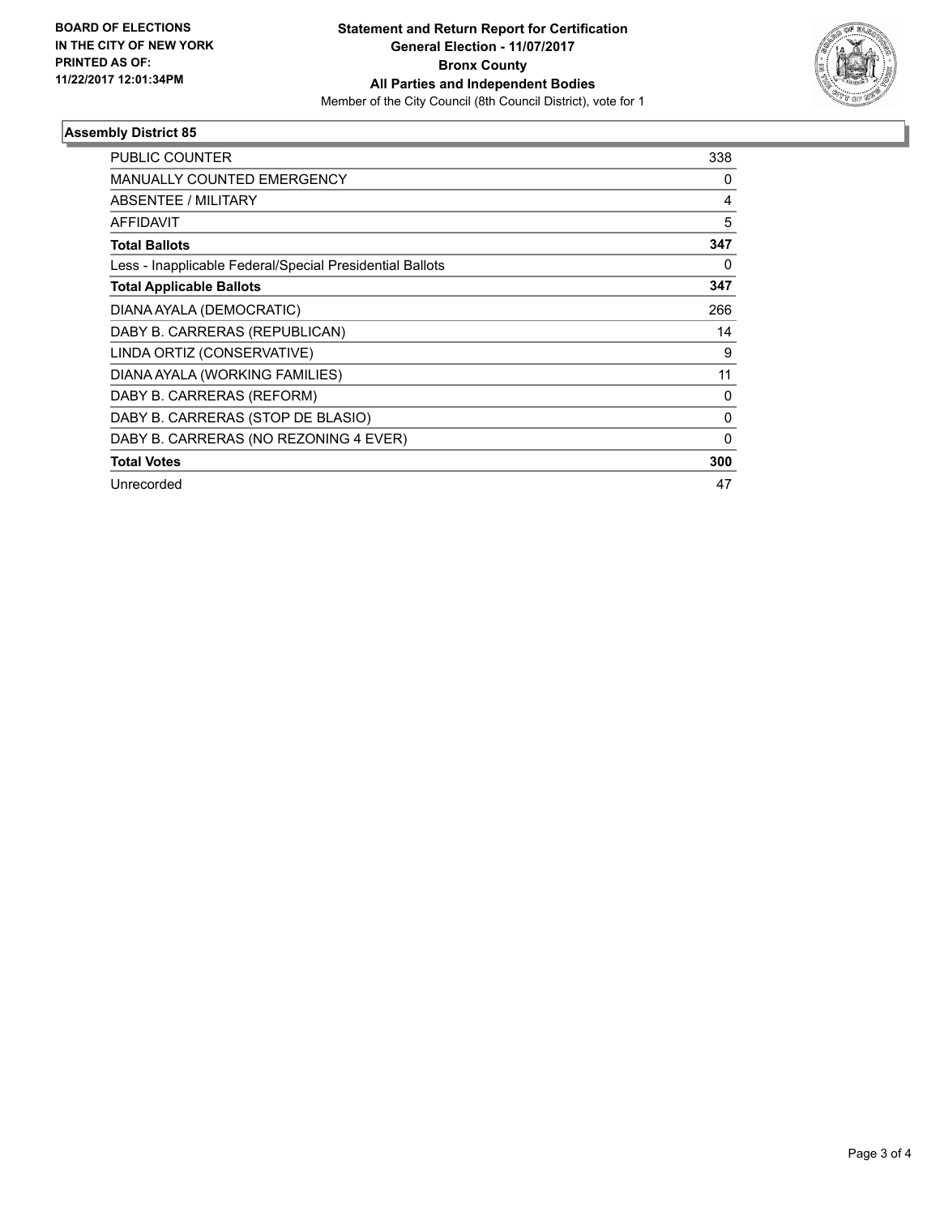**BOARD OF ELECTIONS IN THE CITY OF NEW YORK PRINTED AS OF: 11/22/2017 12:01:34PM**

**Statement and Return Report for Certification General Election - 11/07/2017 Bronx County All Parties and Independent Bodies**

Member of the City Council (8th Council District), vote for 1

### Assembly District 85

| | |
|---|---|
| PUBLIC COUNTER | 338 |
| MANUALLY COUNTED EMERGENCY | 0 |
| ABSENTEE / MILITARY | 4 |
| AFFIDAVIT | 5 |
| **Total Ballots** | **347** |
| Less - Inapplicable Federal/Special Presidential Ballots | 0 |
| **Total Applicable Ballots** | **347** |
| DIANA AYALA (DEMOCRATIC) | 266 |
| DABY B. CARRERAS (REPUBLICAN) | 14 |
| LINDA ORTIZ (CONSERVATIVE) | 9 |
| DIANA AYALA (WORKING FAMILIES) | 11 |
| DABY B. CARRERAS (REFORM) | 0 |
| DABY B. CARRERAS (STOP DE BLASIO) | 0 |
| DABY B. CARRERAS (NO REZONING 4 EVER) | 0 |
| **Total Votes** | **300** |
| Unrecorded | 47 |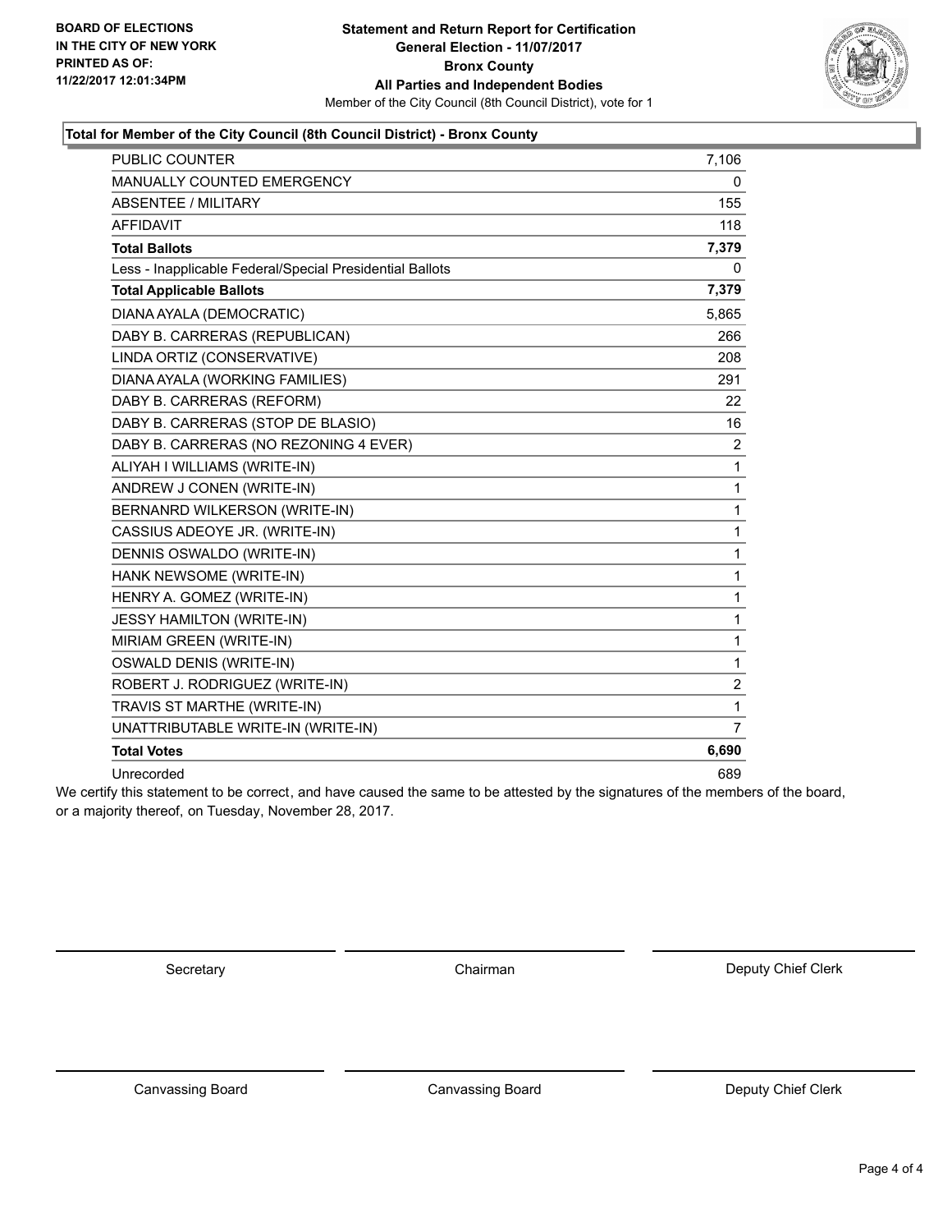**BOARD OF ELECTIONS IN THE CITY OF NEW YORK PRINTED AS OF: 11/22/2017 12:01:34PM**

# Statement and Return Report for Certification
## General Election - 11/07/2017
## Bronx County
## All Parties and Independent Bodies
Member of the City Council (8th Council District), vote for 1

### Total for Member of the City Council (8th Council District) - Bronx County

| | |
|---|---|
| PUBLIC COUNTER | 7,106 |
| MANUALLY COUNTED EMERGENCY | 0 |
| ABSENTEE / MILITARY | 155 |
| AFFIDAVIT | 118 |
| **Total Ballots** | **7,379** |
| Less - Inapplicable Federal/Special Presidential Ballots | 0 |
| **Total Applicable Ballots** | **7,379** |
| DIANA AYALA (DEMOCRATIC) | 5,865 |
| DABY B. CARRERAS (REPUBLICAN) | 266 |
| LINDA ORTIZ (CONSERVATIVE) | 208 |
| DIANA AYALA (WORKING FAMILIES) | 291 |
| DABY B. CARRERAS (REFORM) | 22 |
| DABY B. CARRERAS (STOP DE BLASIO) | 16 |
| DABY B. CARRERAS (NO REZONING 4 EVER) | 2 |
| ALIYAH I WILLIAMS (WRITE-IN) | 1 |
| ANDREW J CONEN (WRITE-IN) | 1 |
| BERNANRD WILKERSON (WRITE-IN) | 1 |
| CASSIUS ADEOYE JR. (WRITE-IN) | 1 |
| DENNIS OSWALDO (WRITE-IN) | 1 |
| HANK NEWSOME (WRITE-IN) | 1 |
| HENRY A. GOMEZ (WRITE-IN) | 1 |
| JESSY HAMILTON (WRITE-IN) | 1 |
| MIRIAM GREEN (WRITE-IN) | 1 |
| OSWALD DENIS (WRITE-IN) | 1 |
| ROBERT J. RODRIGUEZ (WRITE-IN) | 2 |
| TRAVIS ST MARTHE (WRITE-IN) | 1 |
| UNATTRIBUTABLE WRITE-IN (WRITE-IN) | 7 |
| **Total Votes** | **6,690** |
| Unrecorded | 689 |

We certify this statement to be correct, and have caused the same to be attested by the signatures of the members of the board, or a majority thereof, on Tuesday, November 28, 2017.

Secretary

Chairman

Deputy Chief Clerk

Canvassing Board

Canvassing Board

Deputy Chief Clerk